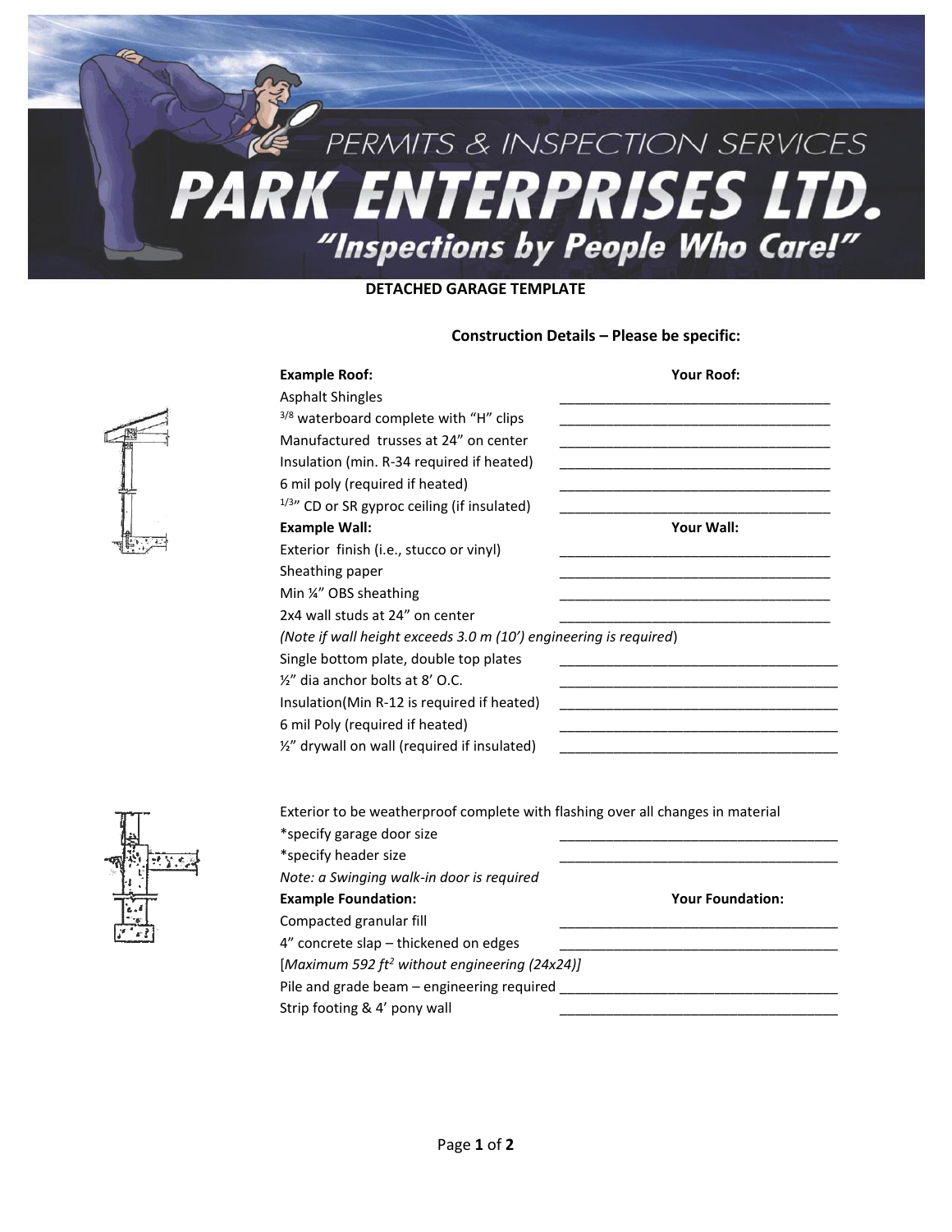# PERMITS & INSPECTION SERVICES

# PARK ENTERPRISES LTD.

*"Inspections by People Who Care!"*

## DETACHED GARAGE TEMPLATE

### Construction Details – Please be specific:

| **Example Roof:** | **Your Roof:** |
|---|---|
| Asphalt Shingles | ___________________________________ |
| 3/8 waterboard complete with "H" clips | ___________________________________ |
| Manufactured trusses at 24" on center | ___________________________________ |
| Insulation (min. R-34 required if heated) | ___________________________________ |
| 6 mil poly (required if heated) | ___________________________________ |
| 1/3" CD or SR gyproc ceiling (if insulated) | ___________________________________ |

| **Example Wall:** | **Your Wall:** |
|---|---|
| Exterior finish (i.e., stucco or vinyl) | ___________________________________ |
| Sheathing paper | ___________________________________ |
| Min ¼" OBS sheathing | ___________________________________ |
| 2x4 wall studs at 24" on center | ___________________________________ |

*(Note if wall height exceeds 3.0 m (10') engineering is required*)

| | |
|---|---|
| Single bottom plate, double top plates | ___________________________________ |
| ½" dia anchor bolts at 8' O.C. | ___________________________________ |
| Insulation(Min R-12 is required if heated) | ___________________________________ |
| 6 mil Poly (required if heated) | ___________________________________ |
| ½" drywall on wall (required if insulated) | ___________________________________ |

Exterior to be weatherproof complete with flashing over all changes in material

| | |
|---|---|
| *specify garage door size | ___________________________________ |
| *specify header size | ___________________________________ |

*Note: a Swinging walk-in door is required*

| **Example Foundation:** | **Your Foundation:** |
|---|---|
| Compacted granular fill | ___________________________________ |
| 4" concrete slap – thickened on edges | ___________________________________ |

[*Maximum 592 ft$^2$ without engineering (24x24)]*

| | |
|---|---|
| Pile and grade beam – engineering required | ___________________________________ |
| Strip footing & 4' pony wall | ___________________________________ |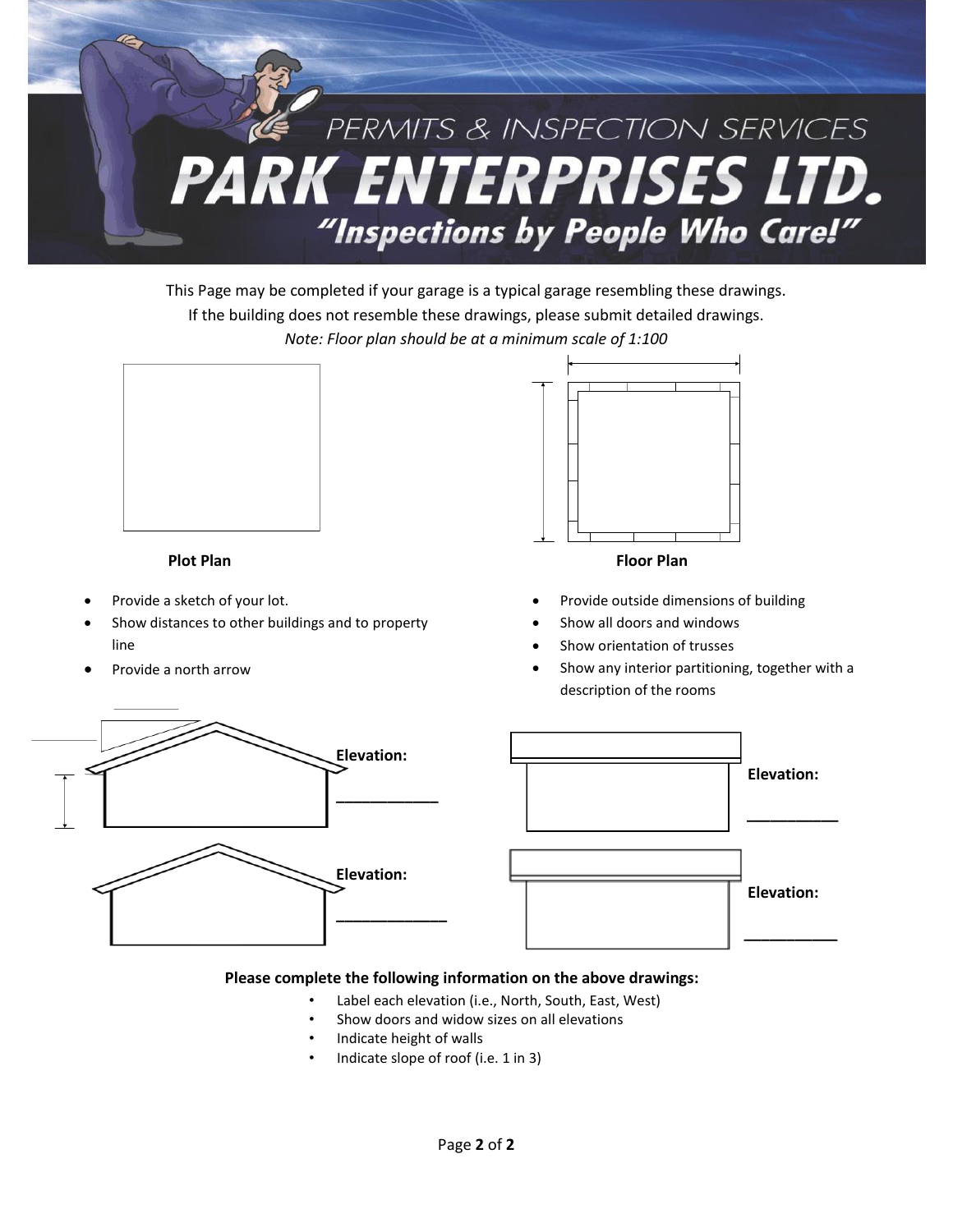# PERMITS & INSPECTION SERVICES

# PARK ENTERPRISES LTD.

**"Inspections by People Who Care!"**

This Page may be completed if your garage is a typical garage resembling these drawings.
If the building does not resemble these drawings, please submit detailed drawings.
*Note: Floor plan should be at a minimum scale of 1:100*

**Plot Plan**

- Provide a sketch of your lot.
- Show distances to other buildings and to property line
- Provide a north arrow

**Floor Plan**

- Provide outside dimensions of building
- Show all doors and windows
- Show orientation of trusses
- Show any interior partitioning, together with a description of the rooms

**Elevation:** ____________

**Elevation:** ___________

**Elevation:** _____________

**Elevation:** ___________

**Please complete the following information on the above drawings:**

- Label each elevation (i.e., North, South, East, West)
- Show doors and widow sizes on all elevations
- Indicate height of walls
- Indicate slope of roof (i.e. 1 in 3)